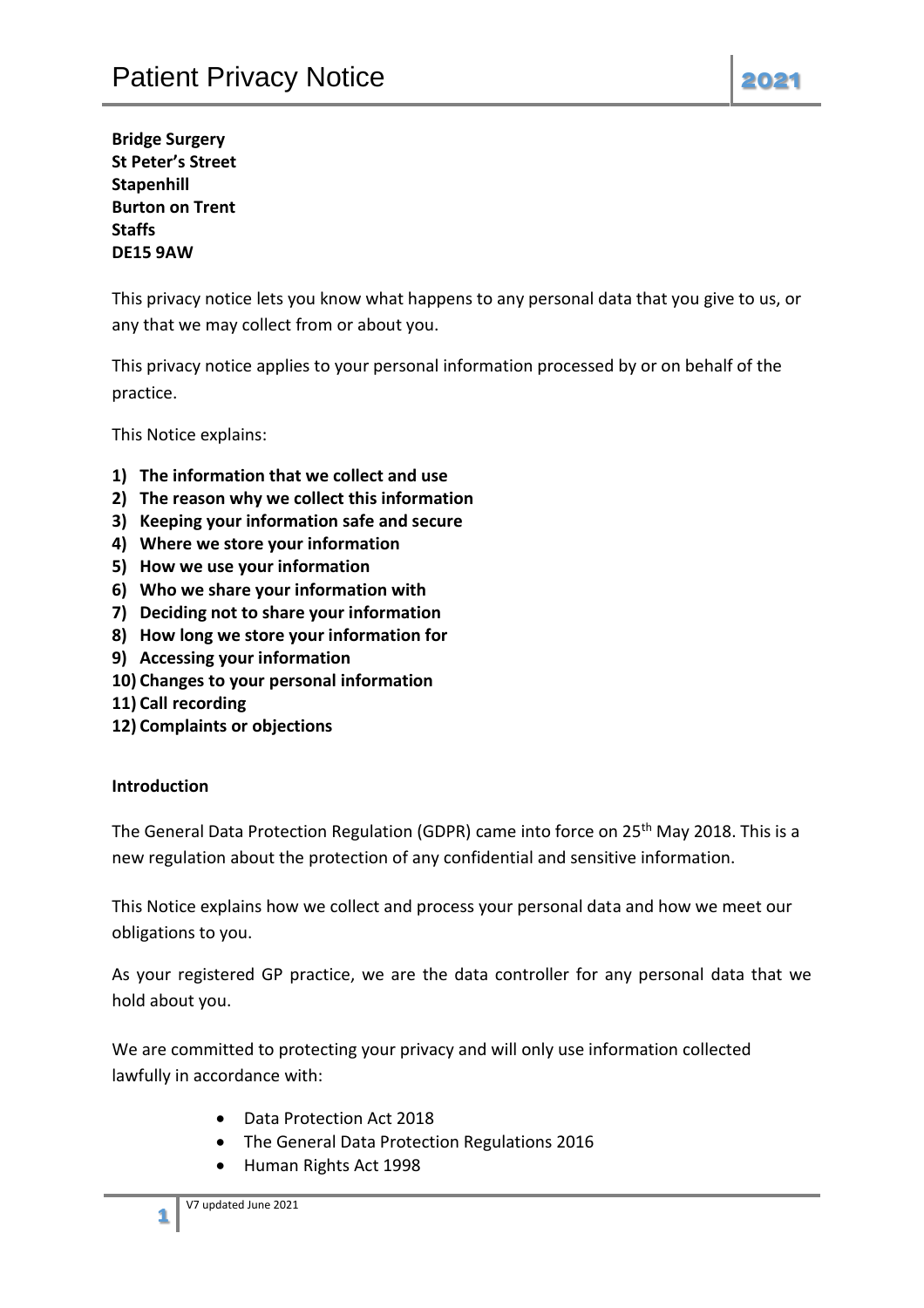# Patient Privacy Notice

**Bridge Surgery**
**St Peter's Street**
**Stapenhill**
**Burton on Trent**
**Staffs**
**DE15 9AW**

This privacy notice lets you know what happens to any personal data that you give to us, or any that we may collect from or about you.

This privacy notice applies to your personal information processed by or on behalf of the practice.

This Notice explains:

1) **The information that we collect and use**
2) **The reason why we collect this information**
3) **Keeping your information safe and secure**
4) **Where we store your information**
5) **How we use your information**
6) **Who we share your information with**
7) **Deciding not to share your information**
8) **How long we store your information for**
9) **Accessing your information**
10) **Changes to your personal information**
11) **Call recording**
12) **Complaints or objections**

**Introduction**

The General Data Protection Regulation (GDPR) came into force on 25th May 2018. This is a new regulation about the protection of any confidential and sensitive information.

This Notice explains how we collect and process your personal data and how we meet our obligations to you.

As your registered GP practice, we are the data controller for any personal data that we hold about you.

We are committed to protecting your privacy and will only use information collected lawfully in accordance with:

- Data Protection Act 2018
- The General Data Protection Regulations 2016
- Human Rights Act 1998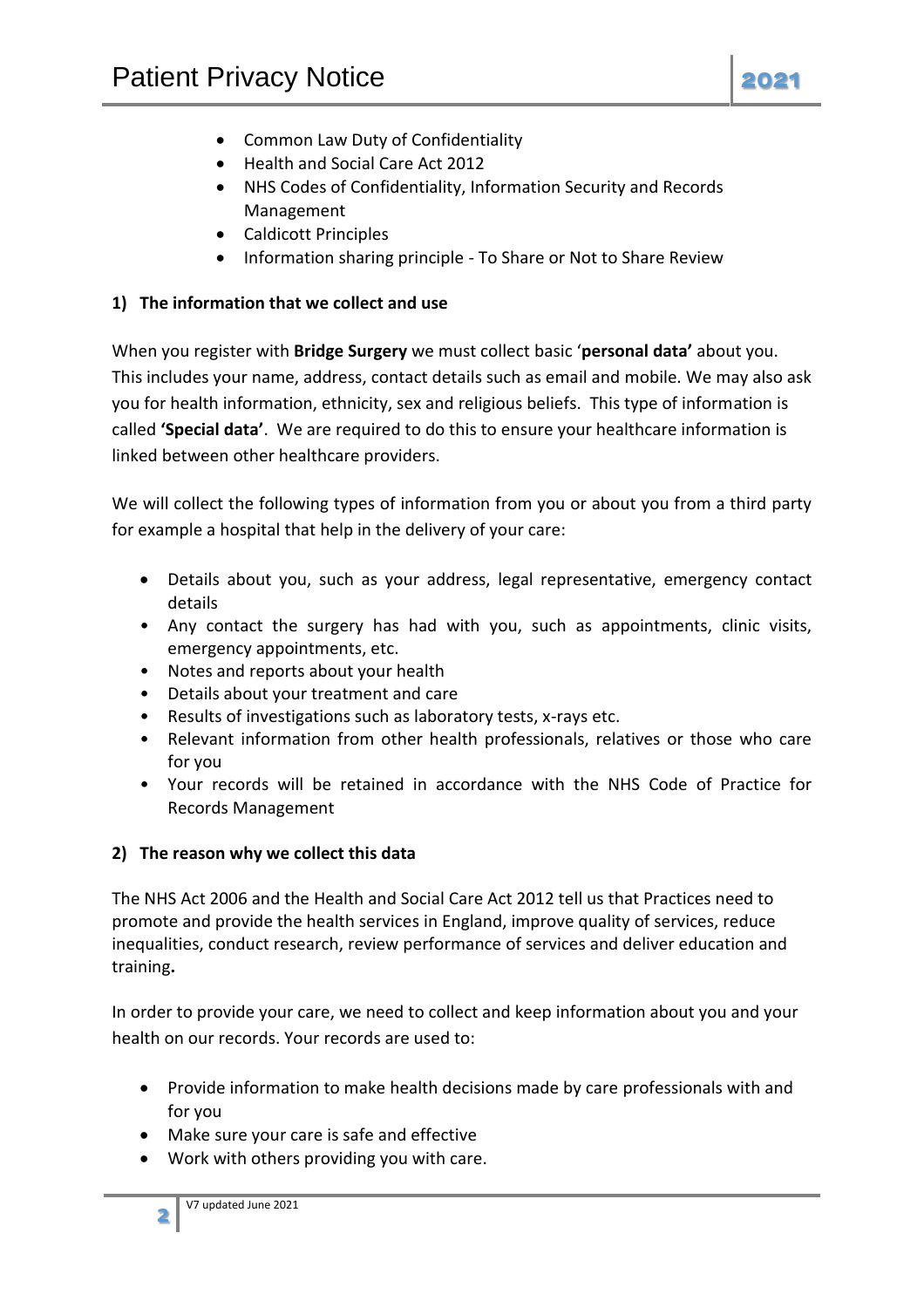- Common Law Duty of Confidentiality
- Health and Social Care Act 2012
- NHS Codes of Confidentiality, Information Security and Records Management
- Caldicott Principles
- Information sharing principle - To Share or Not to Share Review

## 1) The information that we collect and use

When you register with **Bridge Surgery** we must collect basic '**personal data'** about you. This includes your name, address, contact details such as email and mobile. We may also ask you for health information, ethnicity, sex and religious beliefs. This type of information is called **'Special data'**. We are required to do this to ensure your healthcare information is linked between other healthcare providers.

We will collect the following types of information from you or about you from a third party for example a hospital that help in the delivery of your care:

- Details about you, such as your address, legal representative, emergency contact details
- Any contact the surgery has had with you, such as appointments, clinic visits, emergency appointments, etc.
- Notes and reports about your health
- Details about your treatment and care
- Results of investigations such as laboratory tests, x-rays etc.
- Relevant information from other health professionals, relatives or those who care for you
- Your records will be retained in accordance with the NHS Code of Practice for Records Management

## 2) The reason why we collect this data

The NHS Act 2006 and the Health and Social Care Act 2012 tell us that Practices need to promote and provide the health services in England, improve quality of services, reduce inequalities, conduct research, review performance of services and deliver education and training**.**

In order to provide your care, we need to collect and keep information about you and your health on our records. Your records are used to:

- Provide information to make health decisions made by care professionals with and for you
- Make sure your care is safe and effective
- Work with others providing you with care.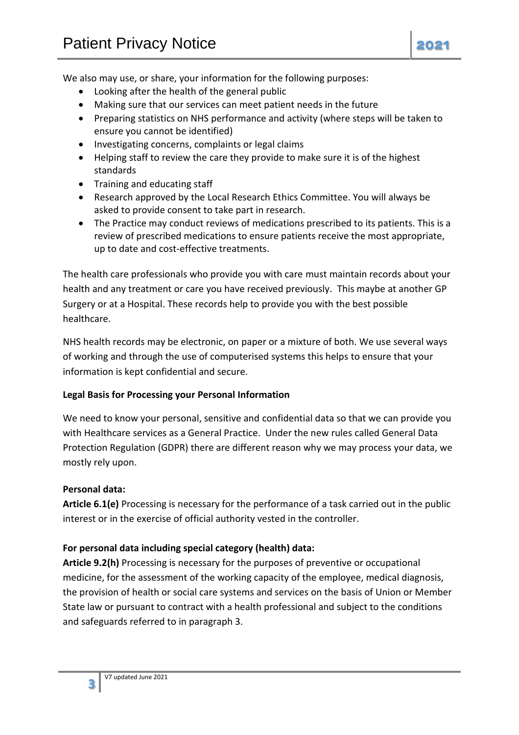We also may use, or share, your information for the following purposes:

- Looking after the health of the general public
- Making sure that our services can meet patient needs in the future
- Preparing statistics on NHS performance and activity (where steps will be taken to ensure you cannot be identified)
- Investigating concerns, complaints or legal claims
- Helping staff to review the care they provide to make sure it is of the highest standards
- Training and educating staff
- Research approved by the Local Research Ethics Committee. You will always be asked to provide consent to take part in research.
- The Practice may conduct reviews of medications prescribed to its patients. This is a review of prescribed medications to ensure patients receive the most appropriate, up to date and cost-effective treatments.

The health care professionals who provide you with care must maintain records about your health and any treatment or care you have received previously. This maybe at another GP Surgery or at a Hospital. These records help to provide you with the best possible healthcare.

NHS health records may be electronic, on paper or a mixture of both. We use several ways of working and through the use of computerised systems this helps to ensure that your information is kept confidential and secure.

**Legal Basis for Processing your Personal Information**

We need to know your personal, sensitive and confidential data so that we can provide you with Healthcare services as a General Practice. Under the new rules called General Data Protection Regulation (GDPR) there are different reason why we may process your data, we mostly rely upon.

**Personal data:**

**Article 6.1(e)** Processing is necessary for the performance of a task carried out in the public interest or in the exercise of official authority vested in the controller.

**For personal data including special category (health) data:**

**Article 9.2(h)** Processing is necessary for the purposes of preventive or occupational medicine, for the assessment of the working capacity of the employee, medical diagnosis, the provision of health or social care systems and services on the basis of Union or Member State law or pursuant to contract with a health professional and subject to the conditions and safeguards referred to in paragraph 3.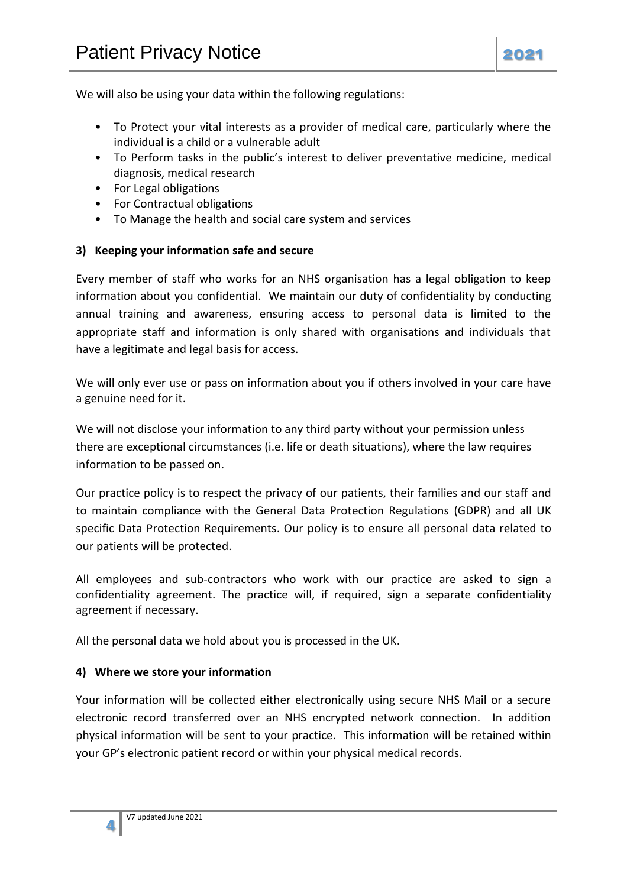We will also be using your data within the following regulations:

- To Protect your vital interests as a provider of medical care, particularly where the individual is a child or a vulnerable adult
- To Perform tasks in the public's interest to deliver preventative medicine, medical diagnosis, medical research
- For Legal obligations
- For Contractual obligations
- To Manage the health and social care system and services

**3) Keeping your information safe and secure**

Every member of staff who works for an NHS organisation has a legal obligation to keep information about you confidential. We maintain our duty of confidentiality by conducting annual training and awareness, ensuring access to personal data is limited to the appropriate staff and information is only shared with organisations and individuals that have a legitimate and legal basis for access.

We will only ever use or pass on information about you if others involved in your care have a genuine need for it.

We will not disclose your information to any third party without your permission unless there are exceptional circumstances (i.e. life or death situations), where the law requires information to be passed on.

Our practice policy is to respect the privacy of our patients, their families and our staff and to maintain compliance with the General Data Protection Regulations (GDPR) and all UK specific Data Protection Requirements. Our policy is to ensure all personal data related to our patients will be protected.

All employees and sub-contractors who work with our practice are asked to sign a confidentiality agreement. The practice will, if required, sign a separate confidentiality agreement if necessary.

All the personal data we hold about you is processed in the UK.

**4) Where we store your information**

Your information will be collected either electronically using secure NHS Mail or a secure electronic record transferred over an NHS encrypted network connection. In addition physical information will be sent to your practice. This information will be retained within your GP's electronic patient record or within your physical medical records.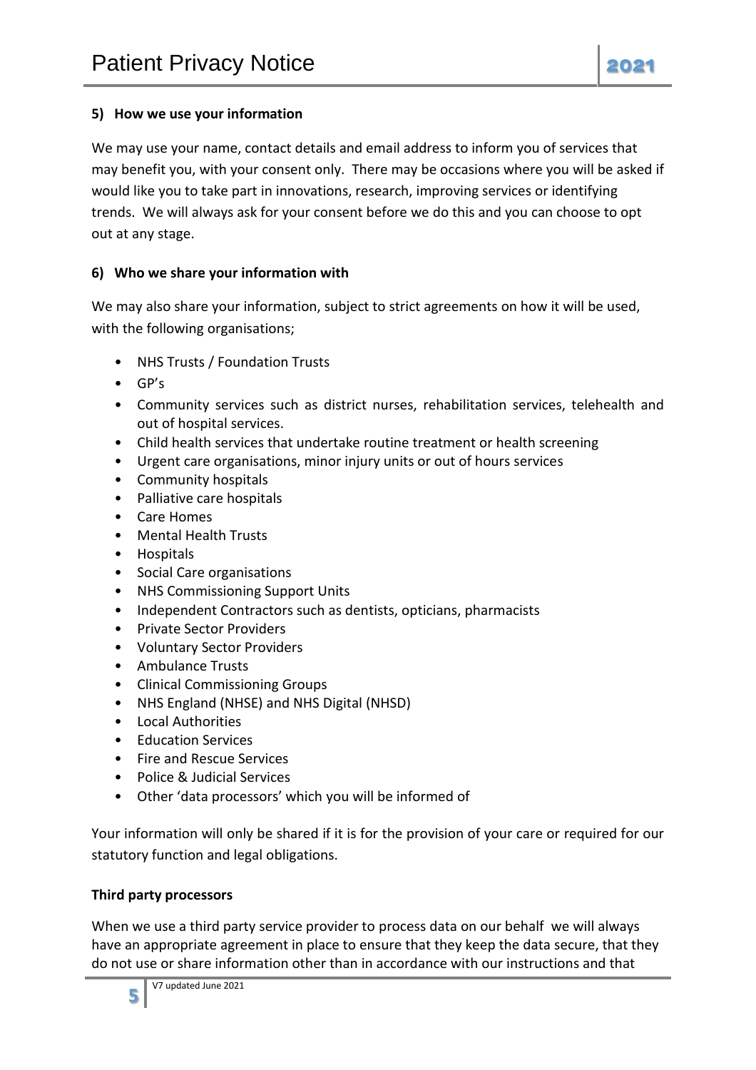## 5) How we use your information

We may use your name, contact details and email address to inform you of services that may benefit you, with your consent only. There may be occasions where you will be asked if would like you to take part in innovations, research, improving services or identifying trends. We will always ask for your consent before we do this and you can choose to opt out at any stage.

## 6) Who we share your information with

We may also share your information, subject to strict agreements on how it will be used, with the following organisations;

- NHS Trusts / Foundation Trusts
- GP's
- Community services such as district nurses, rehabilitation services, telehealth and out of hospital services.
- Child health services that undertake routine treatment or health screening
- Urgent care organisations, minor injury units or out of hours services
- Community hospitals
- Palliative care hospitals
- Care Homes
- Mental Health Trusts
- Hospitals
- Social Care organisations
- NHS Commissioning Support Units
- Independent Contractors such as dentists, opticians, pharmacists
- Private Sector Providers
- Voluntary Sector Providers
- Ambulance Trusts
- Clinical Commissioning Groups
- NHS England (NHSE) and NHS Digital (NHSD)
- Local Authorities
- Education Services
- Fire and Rescue Services
- Police & Judicial Services
- Other 'data processors' which you will be informed of

Your information will only be shared if it is for the provision of your care or required for our statutory function and legal obligations.

### Third party processors

When we use a third party service provider to process data on our behalf we will always have an appropriate agreement in place to ensure that they keep the data secure, that they do not use or share information other than in accordance with our instructions and that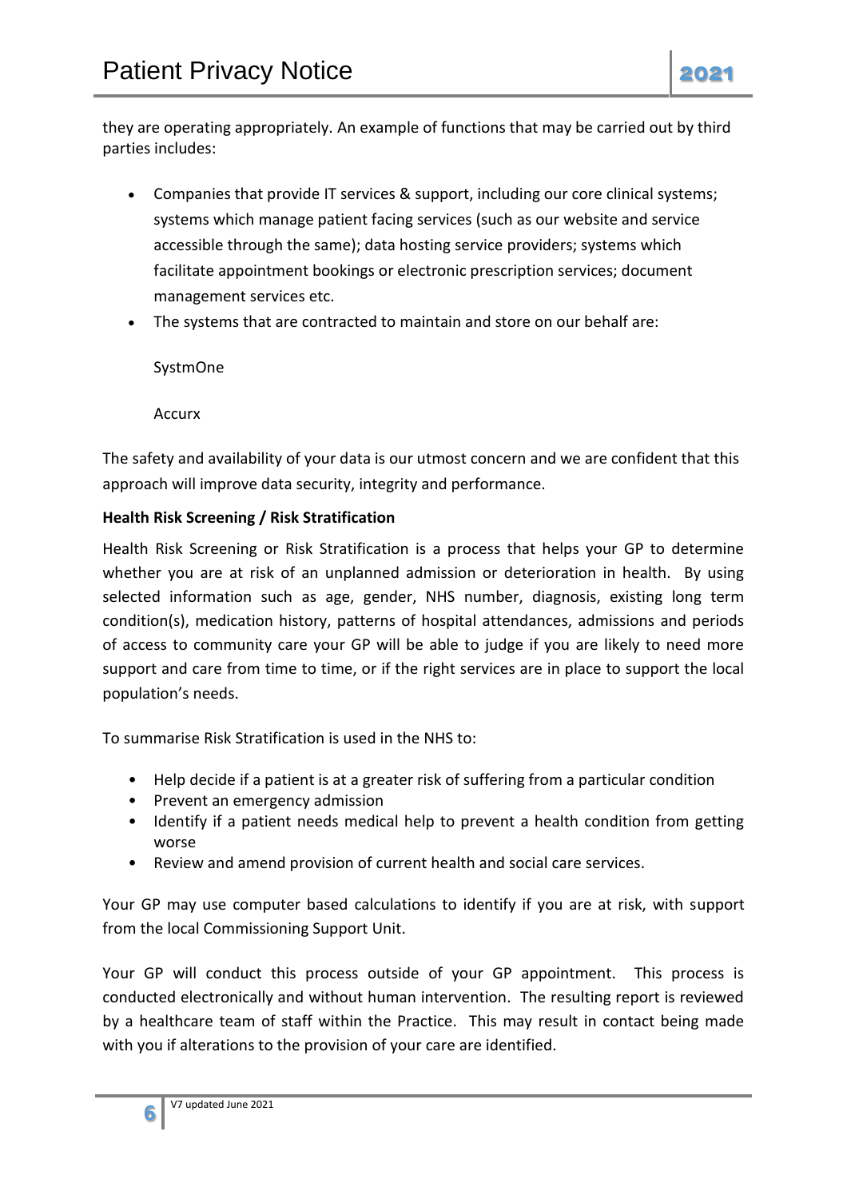they are operating appropriately. An example of functions that may be carried out by third parties includes:

- Companies that provide IT services & support, including our core clinical systems; systems which manage patient facing services (such as our website and service accessible through the same); data hosting service providers; systems which facilitate appointment bookings or electronic prescription services; document management services etc.
- The systems that are contracted to maintain and store on our behalf are:

  SystmOne

  Accurx

The safety and availability of your data is our utmost concern and we are confident that this approach will improve data security, integrity and performance.

**Health Risk Screening / Risk Stratification**

Health Risk Screening or Risk Stratification is a process that helps your GP to determine whether you are at risk of an unplanned admission or deterioration in health. By using selected information such as age, gender, NHS number, diagnosis, existing long term condition(s), medication history, patterns of hospital attendances, admissions and periods of access to community care your GP will be able to judge if you are likely to need more support and care from time to time, or if the right services are in place to support the local population's needs.

To summarise Risk Stratification is used in the NHS to:

- Help decide if a patient is at a greater risk of suffering from a particular condition
- Prevent an emergency admission
- Identify if a patient needs medical help to prevent a health condition from getting worse
- Review and amend provision of current health and social care services.

Your GP may use computer based calculations to identify if you are at risk, with support from the local Commissioning Support Unit.

Your GP will conduct this process outside of your GP appointment. This process is conducted electronically and without human intervention. The resulting report is reviewed by a healthcare team of staff within the Practice. This may result in contact being made with you if alterations to the provision of your care are identified.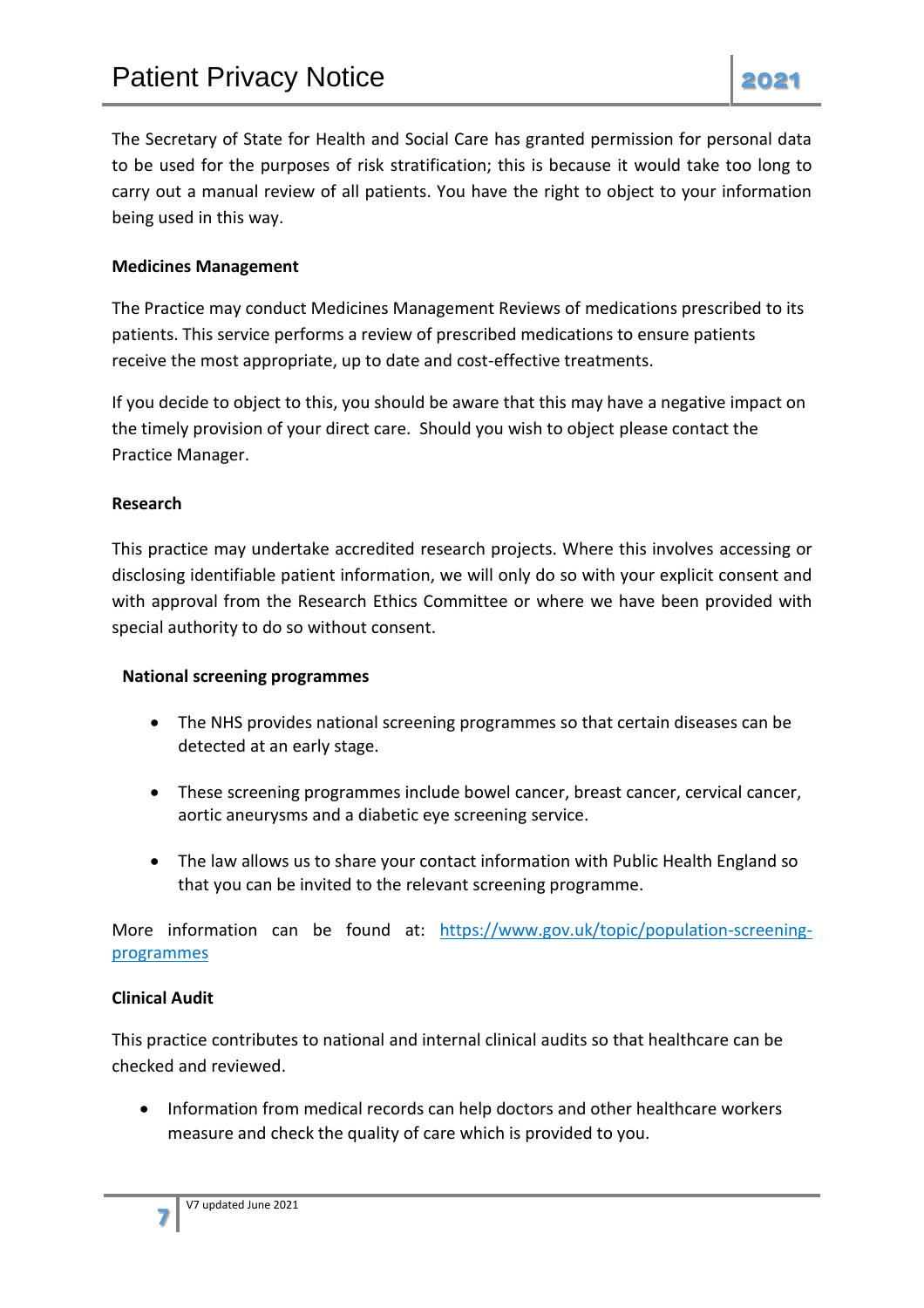The Secretary of State for Health and Social Care has granted permission for personal data to be used for the purposes of risk stratification; this is because it would take too long to carry out a manual review of all patients. You have the right to object to your information being used in this way.

**Medicines Management**

The Practice may conduct Medicines Management Reviews of medications prescribed to its patients. This service performs a review of prescribed medications to ensure patients receive the most appropriate, up to date and cost-effective treatments.

If you decide to object to this, you should be aware that this may have a negative impact on the timely provision of your direct care. Should you wish to object please contact the Practice Manager.

**Research**

This practice may undertake accredited research projects. Where this involves accessing or disclosing identifiable patient information, we will only do so with your explicit consent and with approval from the Research Ethics Committee or where we have been provided with special authority to do so without consent.

**National screening programmes**

- The NHS provides national screening programmes so that certain diseases can be detected at an early stage.
- These screening programmes include bowel cancer, breast cancer, cervical cancer, aortic aneurysms and a diabetic eye screening service.
- The law allows us to share your contact information with Public Health England so that you can be invited to the relevant screening programme.

More information can be found at: [https://www.gov.uk/topic/population-screening-programmes](https://www.gov.uk/topic/population-screening-programmes)

**Clinical Audit**

This practice contributes to national and internal clinical audits so that healthcare can be checked and reviewed.

- Information from medical records can help doctors and other healthcare workers measure and check the quality of care which is provided to you.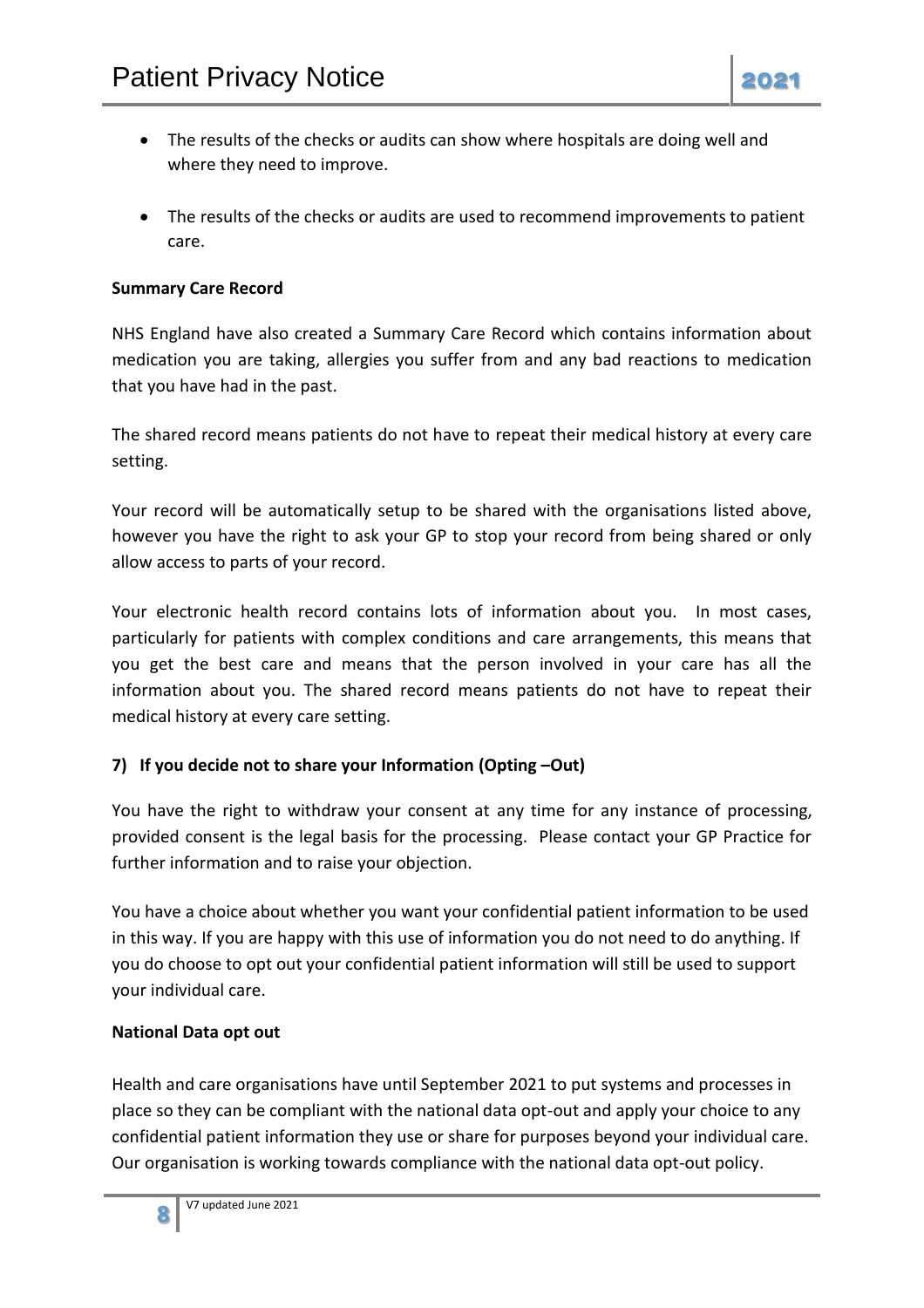- The results of the checks or audits can show where hospitals are doing well and where they need to improve.

- The results of the checks or audits are used to recommend improvements to patient care.

**Summary Care Record**

NHS England have also created a Summary Care Record which contains information about medication you are taking, allergies you suffer from and any bad reactions to medication that you have had in the past.

The shared record means patients do not have to repeat their medical history at every care setting.

Your record will be automatically setup to be shared with the organisations listed above, however you have the right to ask your GP to stop your record from being shared or only allow access to parts of your record.

Your electronic health record contains lots of information about you. In most cases, particularly for patients with complex conditions and care arrangements, this means that you get the best care and means that the person involved in your care has all the information about you. The shared record means patients do not have to repeat their medical history at every care setting.

**7) If you decide not to share your Information (Opting –Out)**

You have the right to withdraw your consent at any time for any instance of processing, provided consent is the legal basis for the processing. Please contact your GP Practice for further information and to raise your objection.

You have a choice about whether you want your confidential patient information to be used in this way. If you are happy with this use of information you do not need to do anything. If you do choose to opt out your confidential patient information will still be used to support your individual care.

**National Data opt out**

Health and care organisations have until September 2021 to put systems and processes in place so they can be compliant with the national data opt-out and apply your choice to any confidential patient information they use or share for purposes beyond your individual care. Our organisation is working towards compliance with the national data opt-out policy.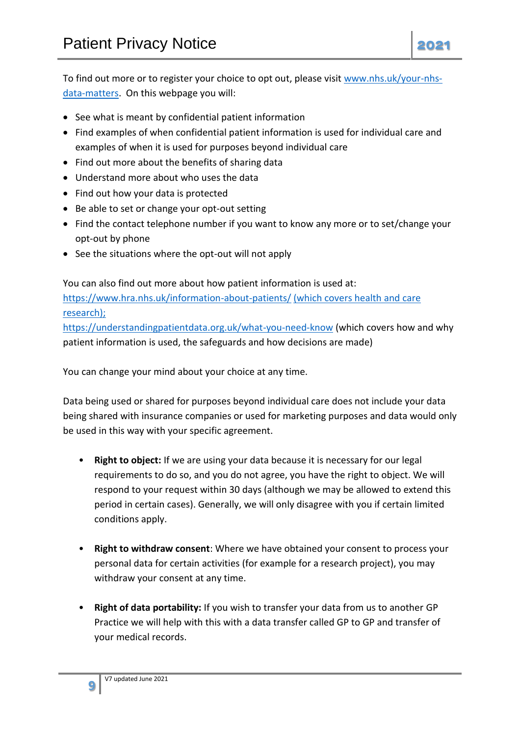To find out more or to register your choice to opt out, please visit [www.nhs.uk/your-nhs-data-matters](www.nhs.uk/your-nhs-data-matters). On this webpage you will:

- See what is meant by confidential patient information
- Find examples of when confidential patient information is used for individual care and examples of when it is used for purposes beyond individual care
- Find out more about the benefits of sharing data
- Understand more about who uses the data
- Find out how your data is protected
- Be able to set or change your opt-out setting
- Find the contact telephone number if you want to know any more or to set/change your opt-out by phone
- See the situations where the opt-out will not apply

You can also find out more about how patient information is used at:
[https://www.hra.nhs.uk/information-about-patients/](https://www.hra.nhs.uk/information-about-patients/) (which covers health and care research);
[https://understandingpatientdata.org.uk/what-you-need-know](https://understandingpatientdata.org.uk/what-you-need-know) (which covers how and why patient information is used, the safeguards and how decisions are made)

You can change your mind about your choice at any time.

Data being used or shared for purposes beyond individual care does not include your data being shared with insurance companies or used for marketing purposes and data would only be used in this way with your specific agreement.

- **Right to object:** If we are using your data because it is necessary for our legal requirements to do so, and you do not agree, you have the right to object. We will respond to your request within 30 days (although we may be allowed to extend this period in certain cases). Generally, we will only disagree with you if certain limited conditions apply.

- **Right to withdraw consent**: Where we have obtained your consent to process your personal data for certain activities (for example for a research project), you may withdraw your consent at any time.

- **Right of data portability:** If you wish to transfer your data from us to another GP Practice we will help with this with a data transfer called GP to GP and transfer of your medical records.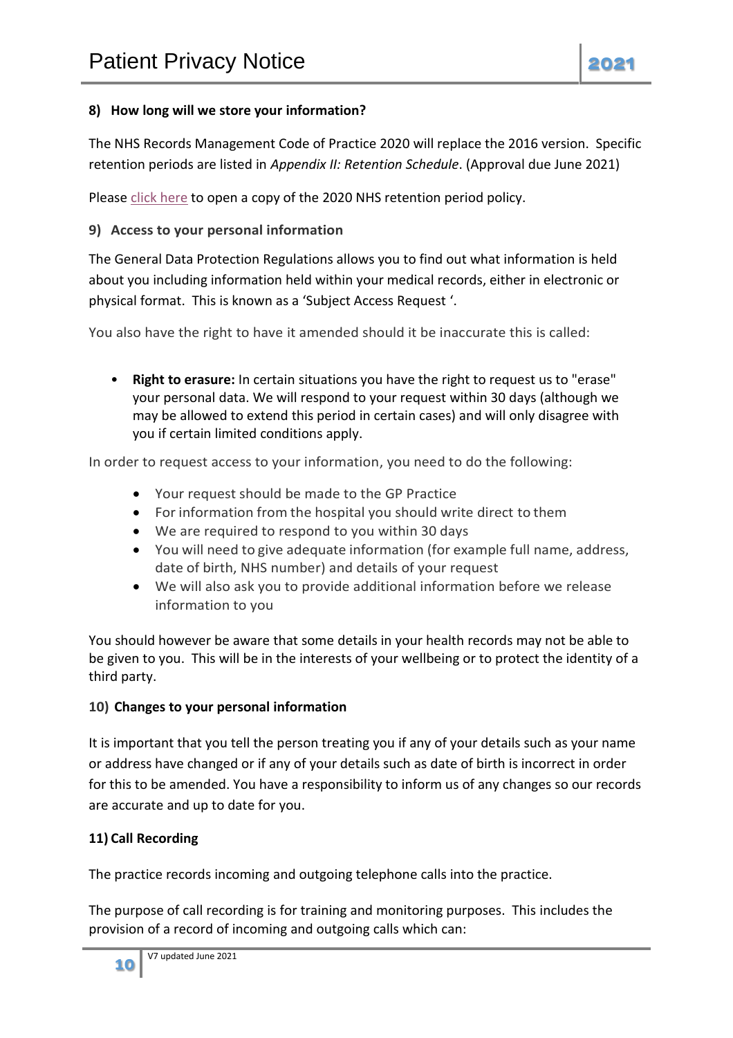### 8) How long will we store your information?

The NHS Records Management Code of Practice 2020 will replace the 2016 version. Specific retention periods are listed in *Appendix II: Retention Schedule*. (Approval due June 2021)

Please click here to open a copy of the 2020 NHS retention period policy.

### 9) Access to your personal information

The General Data Protection Regulations allows you to find out what information is held about you including information held within your medical records, either in electronic or physical format. This is known as a 'Subject Access Request '.

You also have the right to have it amended should it be inaccurate this is called:

- **Right to erasure:** In certain situations you have the right to request us to "erase" your personal data. We will respond to your request within 30 days (although we may be allowed to extend this period in certain cases) and will only disagree with you if certain limited conditions apply.

In order to request access to your information, you need to do the following:

- Your request should be made to the GP Practice
- For information from the hospital you should write direct to them
- We are required to respond to you within 30 days
- You will need to give adequate information (for example full name, address, date of birth, NHS number) and details of your request
- We will also ask you to provide additional information before we release information to you

You should however be aware that some details in your health records may not be able to be given to you. This will be in the interests of your wellbeing or to protect the identity of a third party.

### 10) Changes to your personal information

It is important that you tell the person treating you if any of your details such as your name or address have changed or if any of your details such as date of birth is incorrect in order for this to be amended. You have a responsibility to inform us of any changes so our records are accurate and up to date for you.

### 11) Call Recording

The practice records incoming and outgoing telephone calls into the practice.

The purpose of call recording is for training and monitoring purposes. This includes the provision of a record of incoming and outgoing calls which can: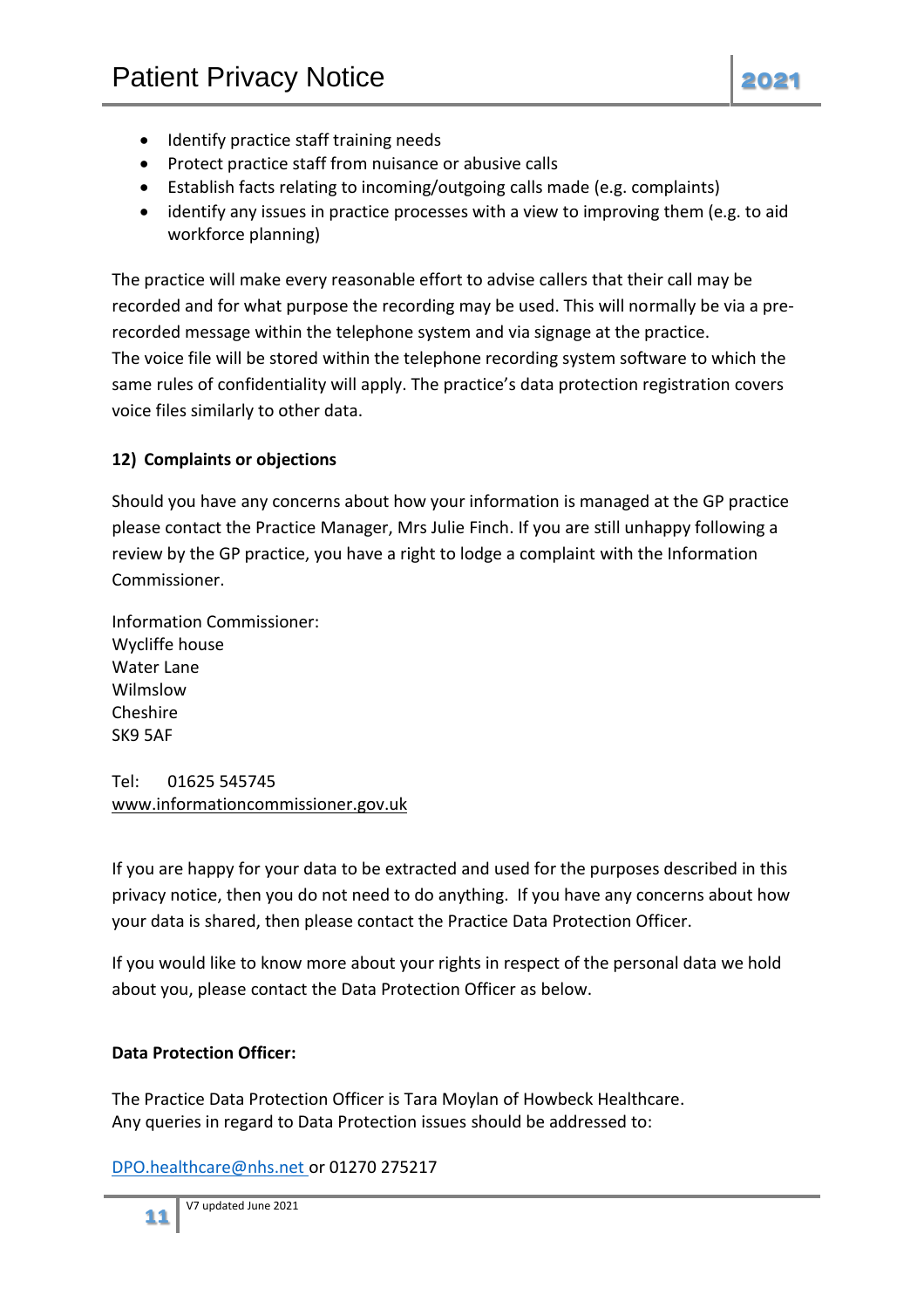- Identify practice staff training needs
- Protect practice staff from nuisance or abusive calls
- Establish facts relating to incoming/outgoing calls made (e.g. complaints)
- identify any issues in practice processes with a view to improving them (e.g. to aid workforce planning)

The practice will make every reasonable effort to advise callers that their call may be recorded and for what purpose the recording may be used. This will normally be via a pre-recorded message within the telephone system and via signage at the practice.
The voice file will be stored within the telephone recording system software to which the same rules of confidentiality will apply. The practice's data protection registration covers voice files similarly to other data.

**12) Complaints or objections**

Should you have any concerns about how your information is managed at the GP practice please contact the Practice Manager, Mrs Julie Finch. If you are still unhappy following a review by the GP practice, you have a right to lodge a complaint with the Information Commissioner.

Information Commissioner:
Wycliffe house
Water Lane
Wilmslow
Cheshire
SK9 5AF

Tel: 01625 545745
www.informationcommissioner.gov.uk

If you are happy for your data to be extracted and used for the purposes described in this privacy notice, then you do not need to do anything. If you have any concerns about how your data is shared, then please contact the Practice Data Protection Officer.

If you would like to know more about your rights in respect of the personal data we hold about you, please contact the Data Protection Officer as below.

**Data Protection Officer:**

The Practice Data Protection Officer is Tara Moylan of Howbeck Healthcare.
Any queries in regard to Data Protection issues should be addressed to:

DPO.healthcare@nhs.net or 01270 275217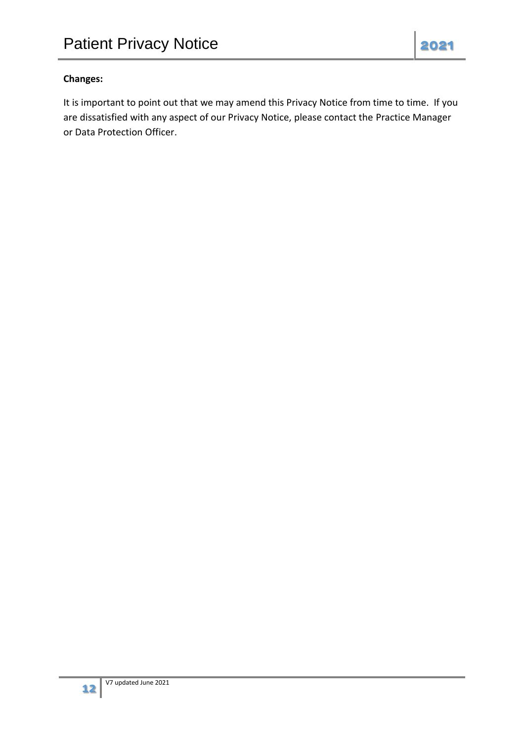**Changes:**

It is important to point out that we may amend this Privacy Notice from time to time. If you are dissatisfied with any aspect of our Privacy Notice, please contact the Practice Manager or Data Protection Officer.